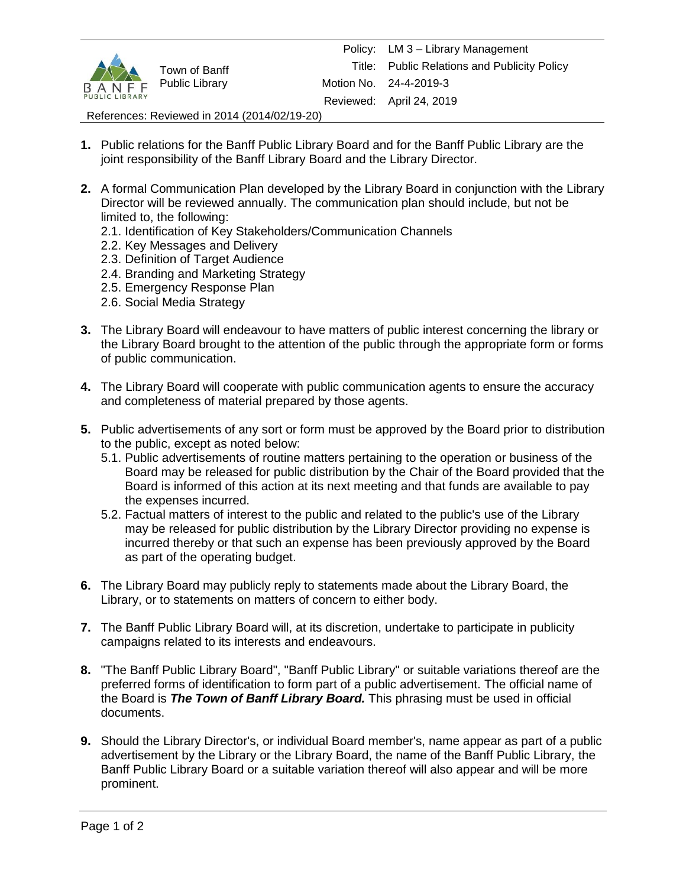| Town of Banff Public Library | Policy: | LM 3 – Library Management |
|---|---|---|
| | Title: | Public Relations and Publicity Policy |
| | Motion No. | 24-4-2019-3 |
| | Reviewed: | April 24, 2019 |

References: Reviewed in 2014 (2014/02/19-20)

**1.** Public relations for the Banff Public Library Board and for the Banff Public Library are the joint responsibility of the Banff Library Board and the Library Director.

**2.** A formal Communication Plan developed by the Library Board in conjunction with the Library Director will be reviewed annually. The communication plan should include, but not be limited to, the following:
   2.1. Identification of Key Stakeholders/Communication Channels
   2.2. Key Messages and Delivery
   2.3. Definition of Target Audience
   2.4. Branding and Marketing Strategy
   2.5. Emergency Response Plan
   2.6. Social Media Strategy

**3.** The Library Board will endeavour to have matters of public interest concerning the library or the Library Board brought to the attention of the public through the appropriate form or forms of public communication.

**4.** The Library Board will cooperate with public communication agents to ensure the accuracy and completeness of material prepared by those agents.

**5.** Public advertisements of any sort or form must be approved by the Board prior to distribution to the public, except as noted below:
   5.1. Public advertisements of routine matters pertaining to the operation or business of the Board may be released for public distribution by the Chair of the Board provided that the Board is informed of this action at its next meeting and that funds are available to pay the expenses incurred.
   5.2. Factual matters of interest to the public and related to the public's use of the Library may be released for public distribution by the Library Director providing no expense is incurred thereby or that such an expense has been previously approved by the Board as part of the operating budget.

**6.** The Library Board may publicly reply to statements made about the Library Board, the Library, or to statements on matters of concern to either body.

**7.** The Banff Public Library Board will, at its discretion, undertake to participate in publicity campaigns related to its interests and endeavours.

**8.** "The Banff Public Library Board", "Banff Public Library" or suitable variations thereof are the preferred forms of identification to form part of a public advertisement. The official name of the Board is ***The Town of Banff Library Board.*** This phrasing must be used in official documents.

**9.** Should the Library Director's, or individual Board member's, name appear as part of a public advertisement by the Library or the Library Board, the name of the Banff Public Library, the Banff Public Library Board or a suitable variation thereof will also appear and will be more prominent.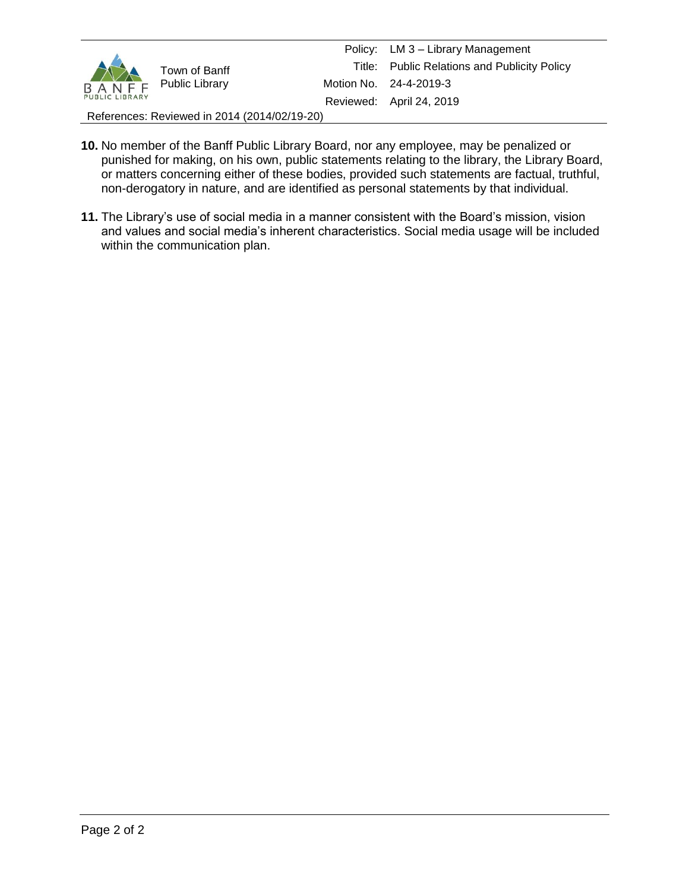**10.** No member of the Banff Public Library Board, nor any employee, may be penalized or punished for making, on his own, public statements relating to the library, the Library Board, or matters concerning either of these bodies, provided such statements are factual, truthful, non-derogatory in nature, and are identified as personal statements by that individual.

**11.** The Library's use of social media in a manner consistent with the Board's mission, vision and values and social media's inherent characteristics. Social media usage will be included within the communication plan.